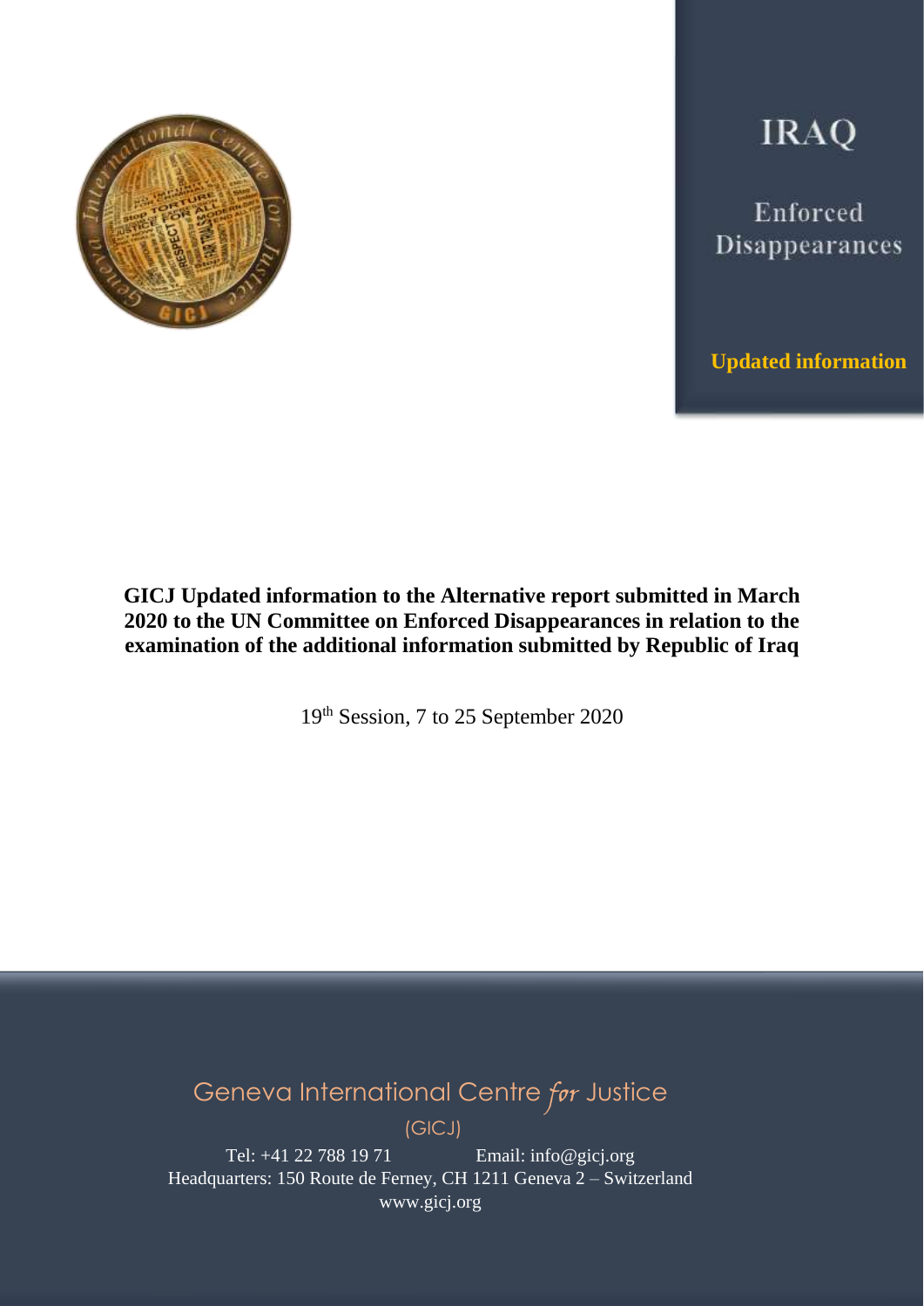# IRAQ

Enforced Disappearances

**Updated information**

**GICJ Updated information to the Alternative report submitted in March 2020 to the UN Committee on Enforced Disappearances in relation to the examination of the additional information submitted by Republic of Iraq**

19th Session, 7 to 25 September 2020

Geneva International Centre *for* Justice

(GICJ)

Tel: +41 22 788 19 71 Email: info@gicj.org

Headquarters: 150 Route de Ferney, CH 1211 Geneva 2 – Switzerland

www.gicj.org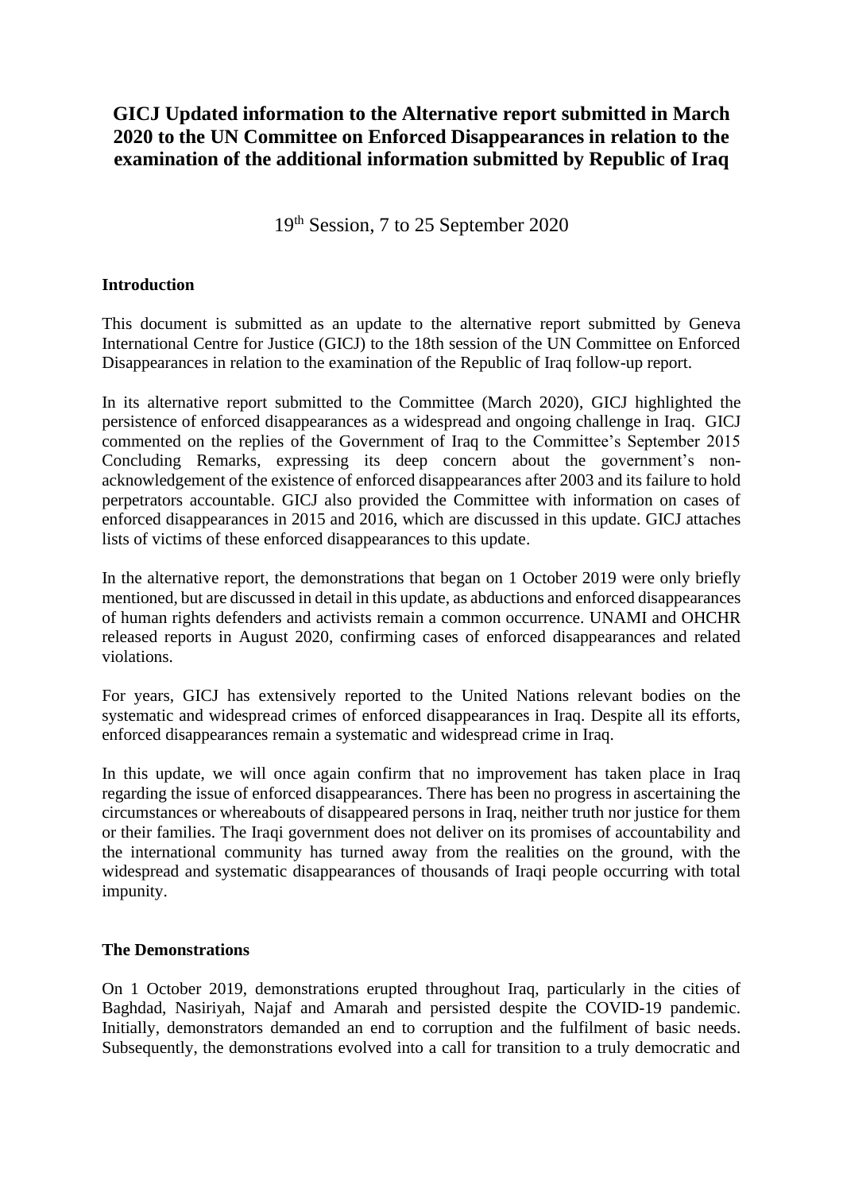**GICJ Updated information to the Alternative report submitted in March 2020 to the UN Committee on Enforced Disappearances in relation to the examination of the additional information submitted by Republic of Iraq**

19th Session, 7 to 25 September 2020

**Introduction**

This document is submitted as an update to the alternative report submitted by Geneva International Centre for Justice (GICJ) to the 18th session of the UN Committee on Enforced Disappearances in relation to the examination of the Republic of Iraq follow-up report.

In its alternative report submitted to the Committee (March 2020), GICJ highlighted the persistence of enforced disappearances as a widespread and ongoing challenge in Iraq. GICJ commented on the replies of the Government of Iraq to the Committee's September 2015 Concluding Remarks, expressing its deep concern about the government's non-acknowledgement of the existence of enforced disappearances after 2003 and its failure to hold perpetrators accountable. GICJ also provided the Committee with information on cases of enforced disappearances in 2015 and 2016, which are discussed in this update. GICJ attaches lists of victims of these enforced disappearances to this update.

In the alternative report, the demonstrations that began on 1 October 2019 were only briefly mentioned, but are discussed in detail in this update, as abductions and enforced disappearances of human rights defenders and activists remain a common occurrence. UNAMI and OHCHR released reports in August 2020, confirming cases of enforced disappearances and related violations.

For years, GICJ has extensively reported to the United Nations relevant bodies on the systematic and widespread crimes of enforced disappearances in Iraq. Despite all its efforts, enforced disappearances remain a systematic and widespread crime in Iraq.

In this update, we will once again confirm that no improvement has taken place in Iraq regarding the issue of enforced disappearances. There has been no progress in ascertaining the circumstances or whereabouts of disappeared persons in Iraq, neither truth nor justice for them or their families. The Iraqi government does not deliver on its promises of accountability and the international community has turned away from the realities on the ground, with the widespread and systematic disappearances of thousands of Iraqi people occurring with total impunity.

**The Demonstrations**

On 1 October 2019, demonstrations erupted throughout Iraq, particularly in the cities of Baghdad, Nasiriyah, Najaf and Amarah and persisted despite the COVID-19 pandemic. Initially, demonstrators demanded an end to corruption and the fulfilment of basic needs. Subsequently, the demonstrations evolved into a call for transition to a truly democratic and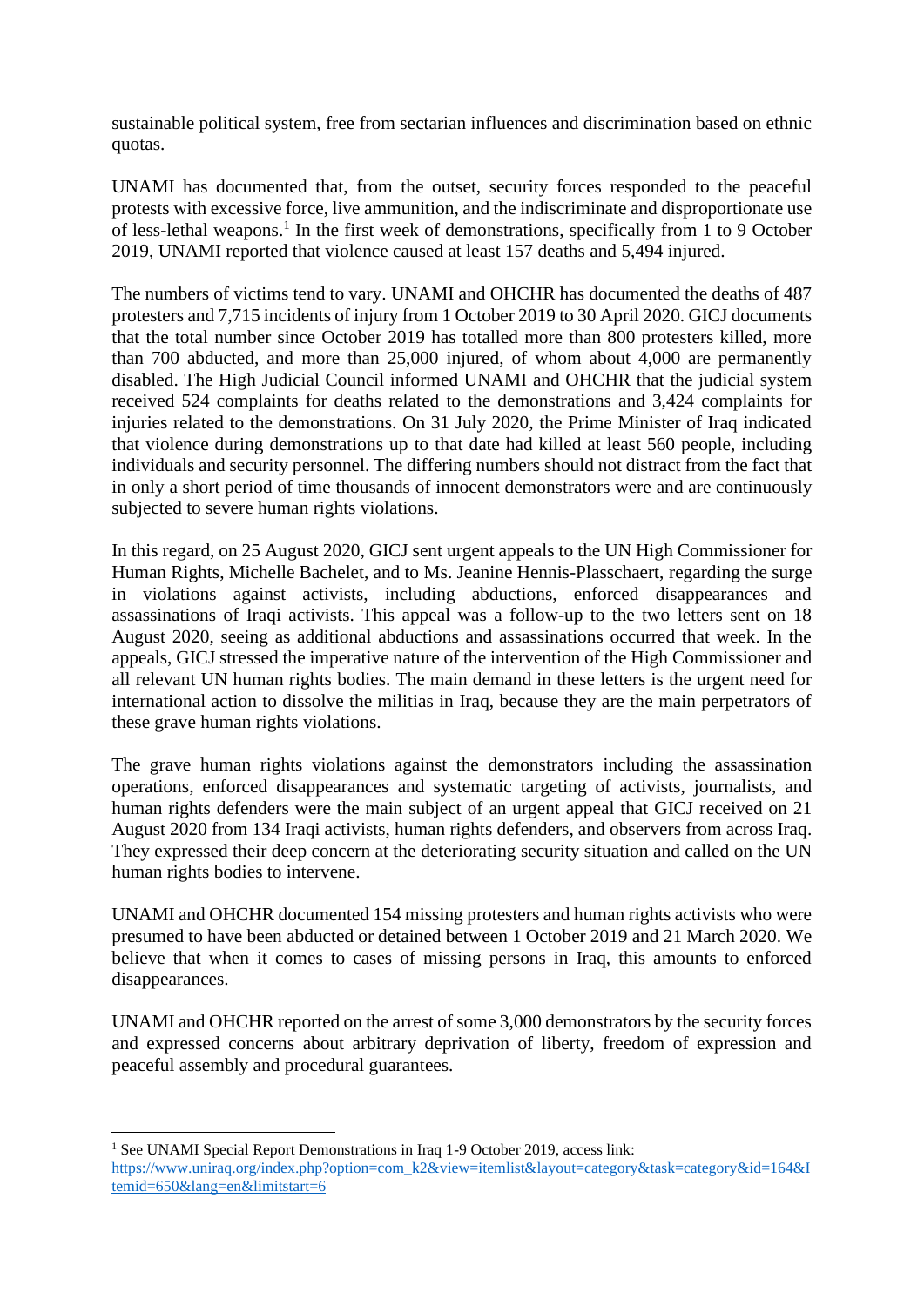sustainable political system, free from sectarian influences and discrimination based on ethnic quotas.

UNAMI has documented that, from the outset, security forces responded to the peaceful protests with excessive force, live ammunition, and the indiscriminate and disproportionate use of less-lethal weapons.[1] In the first week of demonstrations, specifically from 1 to 9 October 2019, UNAMI reported that violence caused at least 157 deaths and 5,494 injured.

The numbers of victims tend to vary. UNAMI and OHCHR has documented the deaths of 487 protesters and 7,715 incidents of injury from 1 October 2019 to 30 April 2020. GICJ documents that the total number since October 2019 has totalled more than 800 protesters killed, more than 700 abducted, and more than 25,000 injured, of whom about 4,000 are permanently disabled. The High Judicial Council informed UNAMI and OHCHR that the judicial system received 524 complaints for deaths related to the demonstrations and 3,424 complaints for injuries related to the demonstrations. On 31 July 2020, the Prime Minister of Iraq indicated that violence during demonstrations up to that date had killed at least 560 people, including individuals and security personnel. The differing numbers should not distract from the fact that in only a short period of time thousands of innocent demonstrators were and are continuously subjected to severe human rights violations.

In this regard, on 25 August 2020, GICJ sent urgent appeals to the UN High Commissioner for Human Rights, Michelle Bachelet, and to Ms. Jeanine Hennis-Plasschaert, regarding the surge in violations against activists, including abductions, enforced disappearances and assassinations of Iraqi activists. This appeal was a follow-up to the two letters sent on 18 August 2020, seeing as additional abductions and assassinations occurred that week. In the appeals, GICJ stressed the imperative nature of the intervention of the High Commissioner and all relevant UN human rights bodies. The main demand in these letters is the urgent need for international action to dissolve the militias in Iraq, because they are the main perpetrators of these grave human rights violations.

The grave human rights violations against the demonstrators including the assassination operations, enforced disappearances and systematic targeting of activists, journalists, and human rights defenders were the main subject of an urgent appeal that GICJ received on 21 August 2020 from 134 Iraqi activists, human rights defenders, and observers from across Iraq. They expressed their deep concern at the deteriorating security situation and called on the UN human rights bodies to intervene.

UNAMI and OHCHR documented 154 missing protesters and human rights activists who were presumed to have been abducted or detained between 1 October 2019 and 21 March 2020. We believe that when it comes to cases of missing persons in Iraq, this amounts to enforced disappearances.

UNAMI and OHCHR reported on the arrest of some 3,000 demonstrators by the security forces and expressed concerns about arbitrary deprivation of liberty, freedom of expression and peaceful assembly and procedural guarantees.

---

[1] See UNAMI Special Report Demonstrations in Iraq 1-9 October 2019, access link: https://www.uniraq.org/index.php?option=com_k2&view=itemlist&layout=category&task=category&id=164&Itemid=650&lang=en&limitstart=6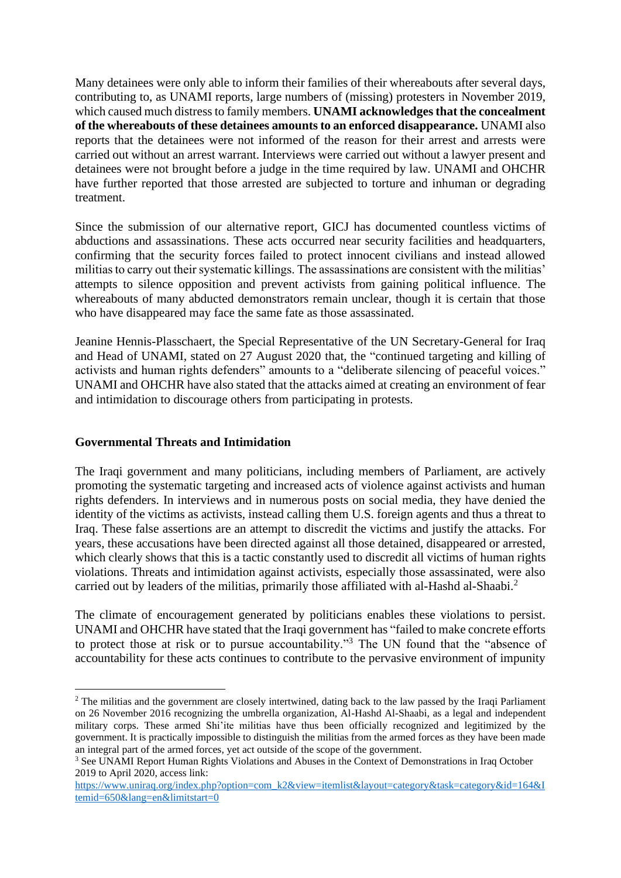Many detainees were only able to inform their families of their whereabouts after several days, contributing to, as UNAMI reports, large numbers of (missing) protesters in November 2019, which caused much distress to family members. **UNAMI acknowledges that the concealment of the whereabouts of these detainees amounts to an enforced disappearance.** UNAMI also reports that the detainees were not informed of the reason for their arrest and arrests were carried out without an arrest warrant. Interviews were carried out without a lawyer present and detainees were not brought before a judge in the time required by law. UNAMI and OHCHR have further reported that those arrested are subjected to torture and inhuman or degrading treatment.

Since the submission of our alternative report, GICJ has documented countless victims of abductions and assassinations. These acts occurred near security facilities and headquarters, confirming that the security forces failed to protect innocent civilians and instead allowed militias to carry out their systematic killings. The assassinations are consistent with the militias' attempts to silence opposition and prevent activists from gaining political influence. The whereabouts of many abducted demonstrators remain unclear, though it is certain that those who have disappeared may face the same fate as those assassinated.

Jeanine Hennis-Plasschaert, the Special Representative of the UN Secretary-General for Iraq and Head of UNAMI, stated on 27 August 2020 that, the "continued targeting and killing of activists and human rights defenders" amounts to a "deliberate silencing of peaceful voices." UNAMI and OHCHR have also stated that the attacks aimed at creating an environment of fear and intimidation to discourage others from participating in protests.

**Governmental Threats and Intimidation**

The Iraqi government and many politicians, including members of Parliament, are actively promoting the systematic targeting and increased acts of violence against activists and human rights defenders. In interviews and in numerous posts on social media, they have denied the identity of the victims as activists, instead calling them U.S. foreign agents and thus a threat to Iraq. These false assertions are an attempt to discredit the victims and justify the attacks. For years, these accusations have been directed against all those detained, disappeared or arrested, which clearly shows that this is a tactic constantly used to discredit all victims of human rights violations. Threats and intimidation against activists, especially those assassinated, were also carried out by leaders of the militias, primarily those affiliated with al-Hashd al-Shaabi.[2]

The climate of encouragement generated by politicians enables these violations to persist. UNAMI and OHCHR have stated that the Iraqi government has "failed to make concrete efforts to protect those at risk or to pursue accountability."[3] The UN found that the "absence of accountability for these acts continues to contribute to the pervasive environment of impunity

---

[2] The militias and the government are closely intertwined, dating back to the law passed by the Iraqi Parliament on 26 November 2016 recognizing the umbrella organization, Al-Hashd Al-Shaabi, as a legal and independent military corps. These armed Shi'ite militias have thus been officially recognized and legitimized by the government. It is practically impossible to distinguish the militias from the armed forces as they have been made an integral part of the armed forces, yet act outside of the scope of the government.

[3] See UNAMI Report Human Rights Violations and Abuses in the Context of Demonstrations in Iraq October 2019 to April 2020, access link: https://www.uniraq.org/index.php?option=com_k2&view=itemlist&layout=category&task=category&id=164&Itemid=650&lang=en&limitstart=0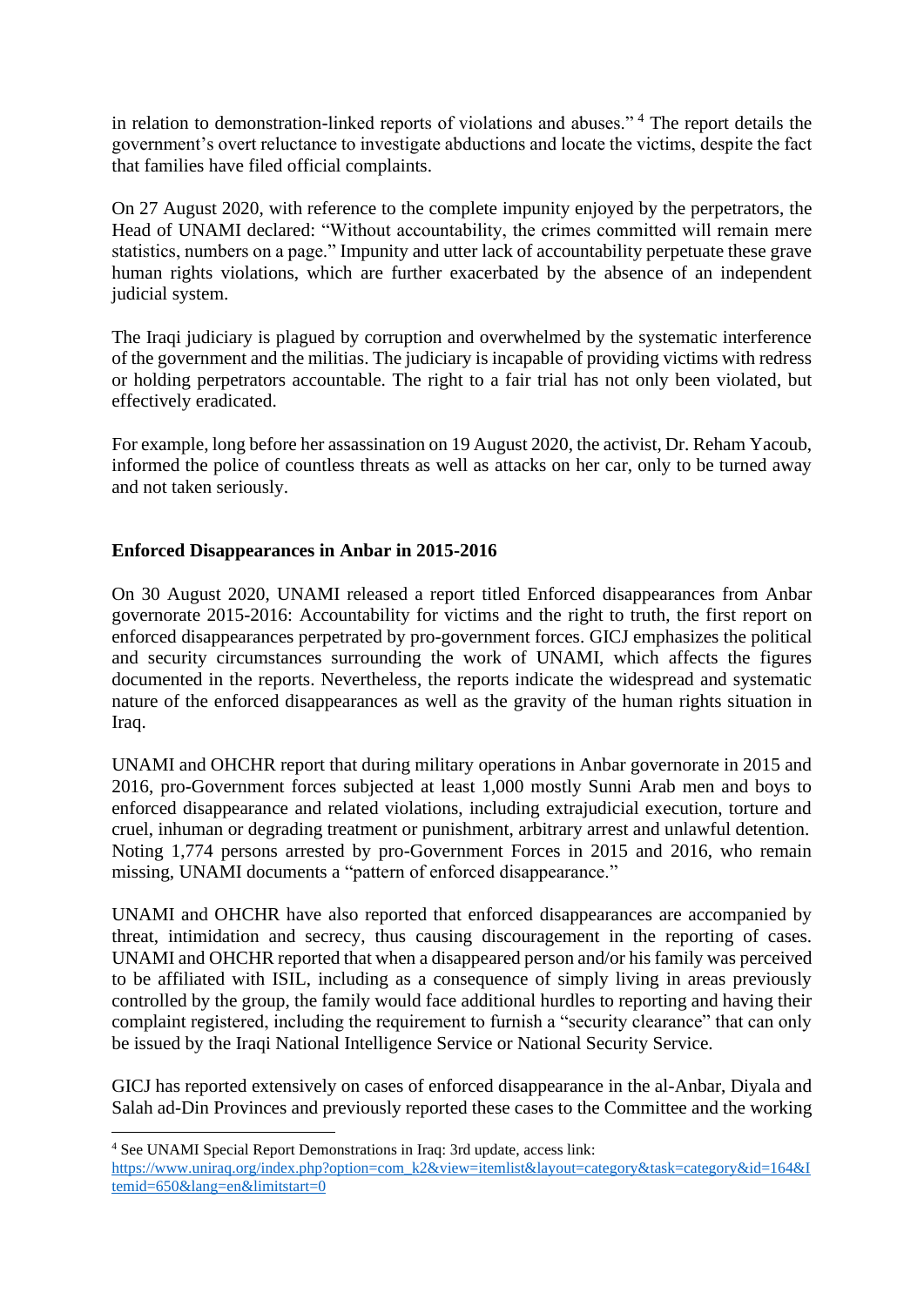in relation to demonstration-linked reports of violations and abuses." [4] The report details the government's overt reluctance to investigate abductions and locate the victims, despite the fact that families have filed official complaints.

On 27 August 2020, with reference to the complete impunity enjoyed by the perpetrators, the Head of UNAMI declared: "Without accountability, the crimes committed will remain mere statistics, numbers on a page." Impunity and utter lack of accountability perpetuate these grave human rights violations, which are further exacerbated by the absence of an independent judicial system.

The Iraqi judiciary is plagued by corruption and overwhelmed by the systematic interference of the government and the militias. The judiciary is incapable of providing victims with redress or holding perpetrators accountable. The right to a fair trial has not only been violated, but effectively eradicated.

For example, long before her assassination on 19 August 2020, the activist, Dr. Reham Yacoub, informed the police of countless threats as well as attacks on her car, only to be turned away and not taken seriously.

**Enforced Disappearances in Anbar in 2015-2016**

On 30 August 2020, UNAMI released a report titled Enforced disappearances from Anbar governorate 2015-2016: Accountability for victims and the right to truth, the first report on enforced disappearances perpetrated by pro-government forces. GICJ emphasizes the political and security circumstances surrounding the work of UNAMI, which affects the figures documented in the reports. Nevertheless, the reports indicate the widespread and systematic nature of the enforced disappearances as well as the gravity of the human rights situation in Iraq.

UNAMI and OHCHR report that during military operations in Anbar governorate in 2015 and 2016, pro-Government forces subjected at least 1,000 mostly Sunni Arab men and boys to enforced disappearance and related violations, including extrajudicial execution, torture and cruel, inhuman or degrading treatment or punishment, arbitrary arrest and unlawful detention. Noting 1,774 persons arrested by pro-Government Forces in 2015 and 2016, who remain missing, UNAMI documents a "pattern of enforced disappearance."

UNAMI and OHCHR have also reported that enforced disappearances are accompanied by threat, intimidation and secrecy, thus causing discouragement in the reporting of cases. UNAMI and OHCHR reported that when a disappeared person and/or his family was perceived to be affiliated with ISIL, including as a consequence of simply living in areas previously controlled by the group, the family would face additional hurdles to reporting and having their complaint registered, including the requirement to furnish a "security clearance" that can only be issued by the Iraqi National Intelligence Service or National Security Service.

GICJ has reported extensively on cases of enforced disappearance in the al-Anbar, Diyala and Salah ad-Din Provinces and previously reported these cases to the Committee and the working

[4] See UNAMI Special Report Demonstrations in Iraq: 3rd update, access link: https://www.uniraq.org/index.php?option=com_k2&view=itemlist&layout=category&task=category&id=164&Itemid=650&lang=en&limitstart=0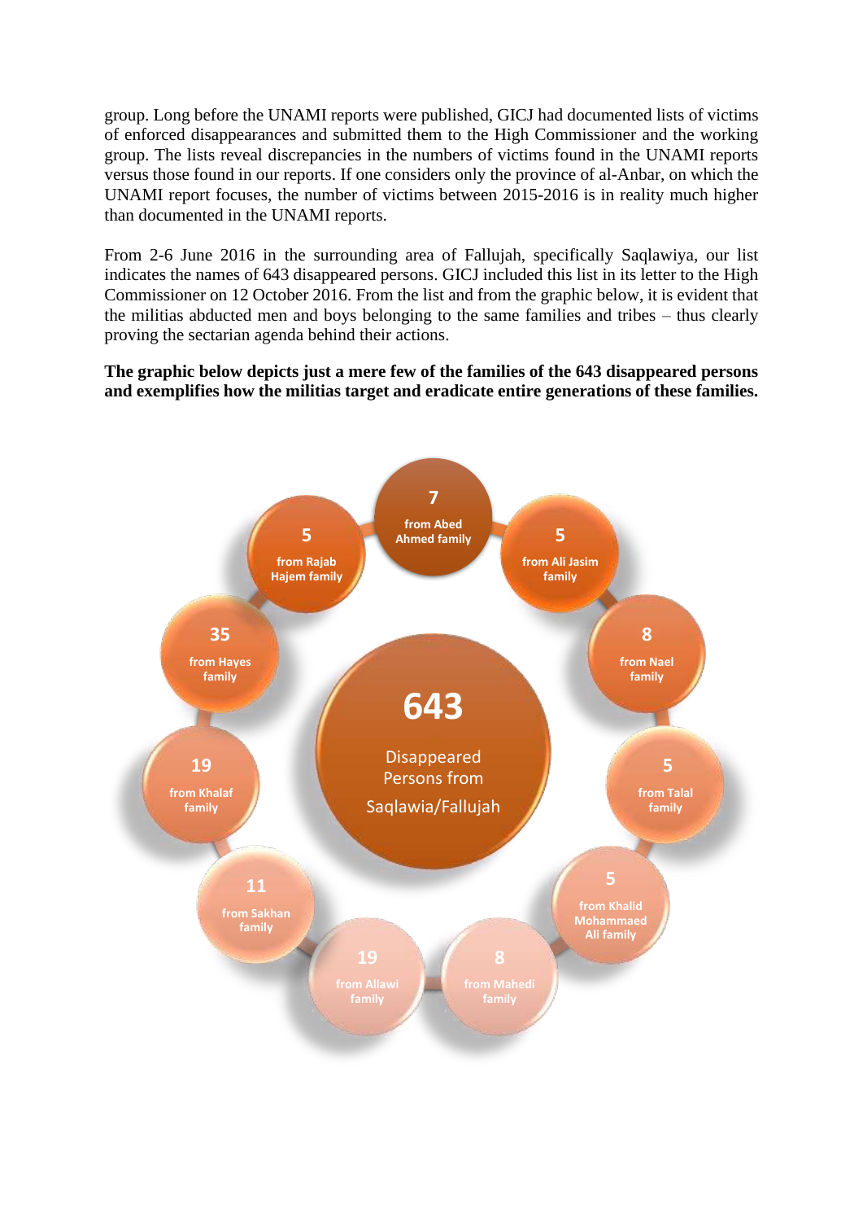group. Long before the UNAMI reports were published, GICJ had documented lists of victims of enforced disappearances and submitted them to the High Commissioner and the working group. The lists reveal discrepancies in the numbers of victims found in the UNAMI reports versus those found in our reports. If one considers only the province of al-Anbar, on which the UNAMI report focuses, the number of victims between 2015-2016 is in reality much higher than documented in the UNAMI reports.

From 2-6 June 2016 in the surrounding area of Fallujah, specifically Saqlawiya, our list indicates the names of 643 disappeared persons. GICJ included this list in its letter to the High Commissioner on 12 October 2016. From the list and from the graphic below, it is evident that the militias abducted men and boys belonging to the same families and tribes – thus clearly proving the sectarian agenda behind their actions.

**The graphic below depicts just a mere few of the families of the 643 disappeared persons and exemplifies how the militias target and eradicate entire generations of these families.**

643

Disappeared Persons from Saqlawia/Fallujah

7 from Abed Ahmed family

5 from Ali Jasim family

8 from Nael family

5 from Talal family

5 from Khalid Mohammaed Ali family

8 from Mahedi family

19 from Allawi family

11 from Sakhan family

19 from Khalaf family

35 from Hayes family

5 from Rajab Hajem family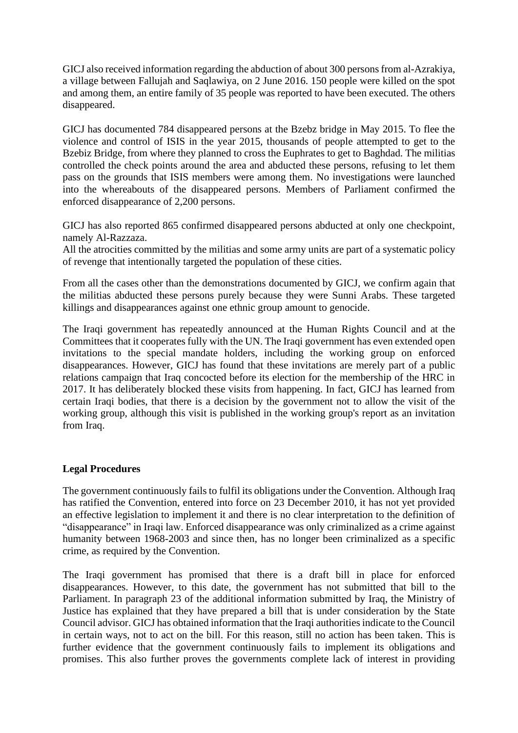GICJ also received information regarding the abduction of about 300 persons from al-Azrakiya, a village between Fallujah and Saqlawiya, on 2 June 2016. 150 people were killed on the spot and among them, an entire family of 35 people was reported to have been executed. The others disappeared.

GICJ has documented 784 disappeared persons at the Bzebz bridge in May 2015. To flee the violence and control of ISIS in the year 2015, thousands of people attempted to get to the Bzebiz Bridge, from where they planned to cross the Euphrates to get to Baghdad. The militias controlled the check points around the area and abducted these persons, refusing to let them pass on the grounds that ISIS members were among them. No investigations were launched into the whereabouts of the disappeared persons. Members of Parliament confirmed the enforced disappearance of 2,200 persons.

GICJ has also reported 865 confirmed disappeared persons abducted at only one checkpoint, namely Al-Razzaza.
All the atrocities committed by the militias and some army units are part of a systematic policy of revenge that intentionally targeted the population of these cities.

From all the cases other than the demonstrations documented by GICJ, we confirm again that the militias abducted these persons purely because they were Sunni Arabs. These targeted killings and disappearances against one ethnic group amount to genocide.

The Iraqi government has repeatedly announced at the Human Rights Council and at the Committees that it cooperates fully with the UN. The Iraqi government has even extended open invitations to the special mandate holders, including the working group on enforced disappearances. However, GICJ has found that these invitations are merely part of a public relations campaign that Iraq concocted before its election for the membership of the HRC in 2017. It has deliberately blocked these visits from happening. In fact, GICJ has learned from certain Iraqi bodies, that there is a decision by the government not to allow the visit of the working group, although this visit is published in the working group's report as an invitation from Iraq.

**Legal Procedures**

The government continuously fails to fulfil its obligations under the Convention. Although Iraq has ratified the Convention, entered into force on 23 December 2010, it has not yet provided an effective legislation to implement it and there is no clear interpretation to the definition of "disappearance" in Iraqi law. Enforced disappearance was only criminalized as a crime against humanity between 1968-2003 and since then, has no longer been criminalized as a specific crime, as required by the Convention.

The Iraqi government has promised that there is a draft bill in place for enforced disappearances. However, to this date, the government has not submitted that bill to the Parliament. In paragraph 23 of the additional information submitted by Iraq, the Ministry of Justice has explained that they have prepared a bill that is under consideration by the State Council advisor. GICJ has obtained information that the Iraqi authorities indicate to the Council in certain ways, not to act on the bill. For this reason, still no action has been taken. This is further evidence that the government continuously fails to implement its obligations and promises. This also further proves the governments complete lack of interest in providing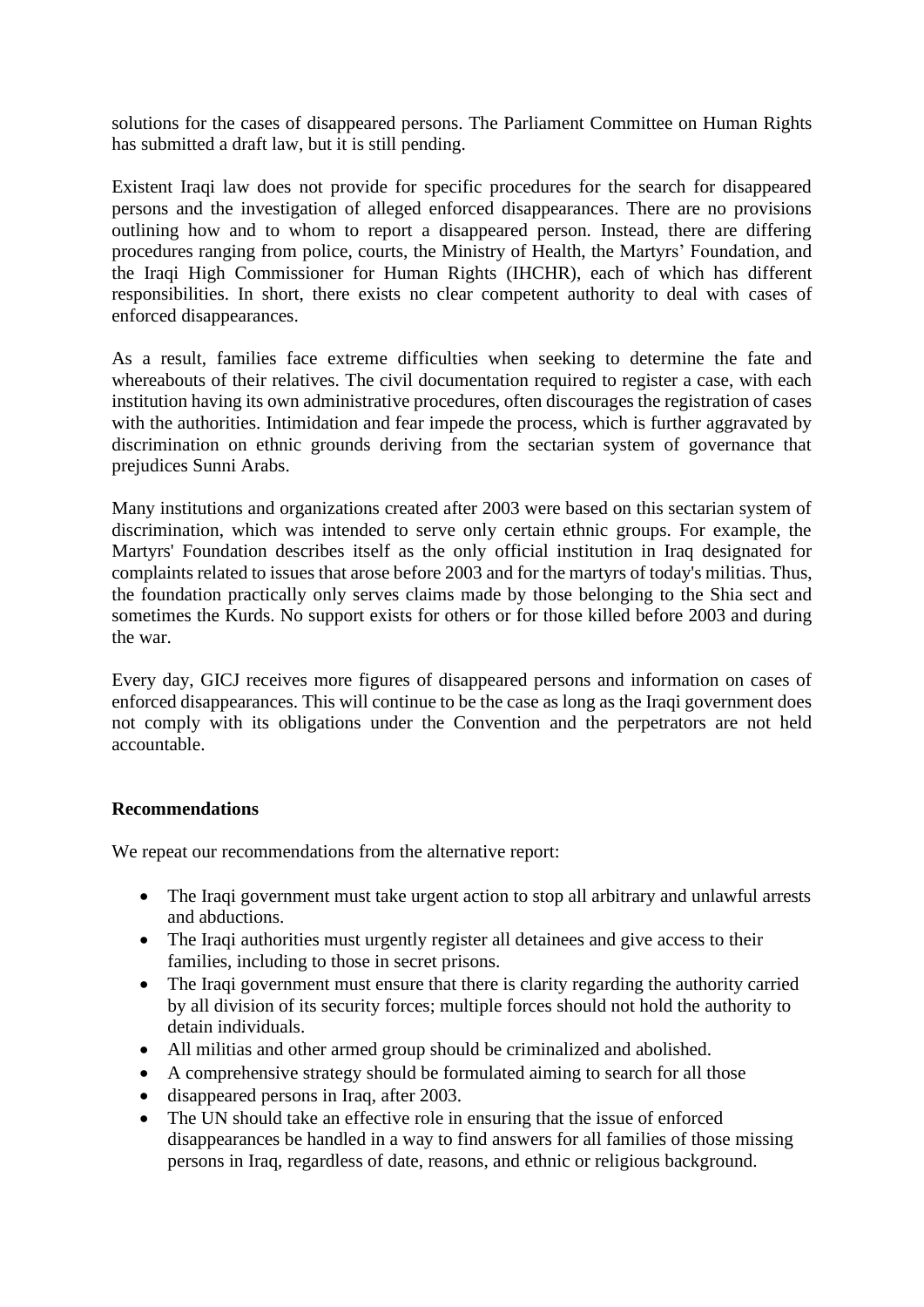solutions for the cases of disappeared persons. The Parliament Committee on Human Rights has submitted a draft law, but it is still pending.

Existent Iraqi law does not provide for specific procedures for the search for disappeared persons and the investigation of alleged enforced disappearances. There are no provisions outlining how and to whom to report a disappeared person. Instead, there are differing procedures ranging from police, courts, the Ministry of Health, the Martyrs' Foundation, and the Iraqi High Commissioner for Human Rights (IHCHR), each of which has different responsibilities. In short, there exists no clear competent authority to deal with cases of enforced disappearances.

As a result, families face extreme difficulties when seeking to determine the fate and whereabouts of their relatives. The civil documentation required to register a case, with each institution having its own administrative procedures, often discourages the registration of cases with the authorities. Intimidation and fear impede the process, which is further aggravated by discrimination on ethnic grounds deriving from the sectarian system of governance that prejudices Sunni Arabs.

Many institutions and organizations created after 2003 were based on this sectarian system of discrimination, which was intended to serve only certain ethnic groups. For example, the Martyrs' Foundation describes itself as the only official institution in Iraq designated for complaints related to issues that arose before 2003 and for the martyrs of today's militias. Thus, the foundation practically only serves claims made by those belonging to the Shia sect and sometimes the Kurds. No support exists for others or for those killed before 2003 and during the war.

Every day, GICJ receives more figures of disappeared persons and information on cases of enforced disappearances. This will continue to be the case as long as the Iraqi government does not comply with its obligations under the Convention and the perpetrators are not held accountable.

**Recommendations**

We repeat our recommendations from the alternative report:

- The Iraqi government must take urgent action to stop all arbitrary and unlawful arrests and abductions.
- The Iraqi authorities must urgently register all detainees and give access to their families, including to those in secret prisons.
- The Iraqi government must ensure that there is clarity regarding the authority carried by all division of its security forces; multiple forces should not hold the authority to detain individuals.
- All militias and other armed group should be criminalized and abolished.
- A comprehensive strategy should be formulated aiming to search for all those
- disappeared persons in Iraq, after 2003.
- The UN should take an effective role in ensuring that the issue of enforced disappearances be handled in a way to find answers for all families of those missing persons in Iraq, regardless of date, reasons, and ethnic or religious background.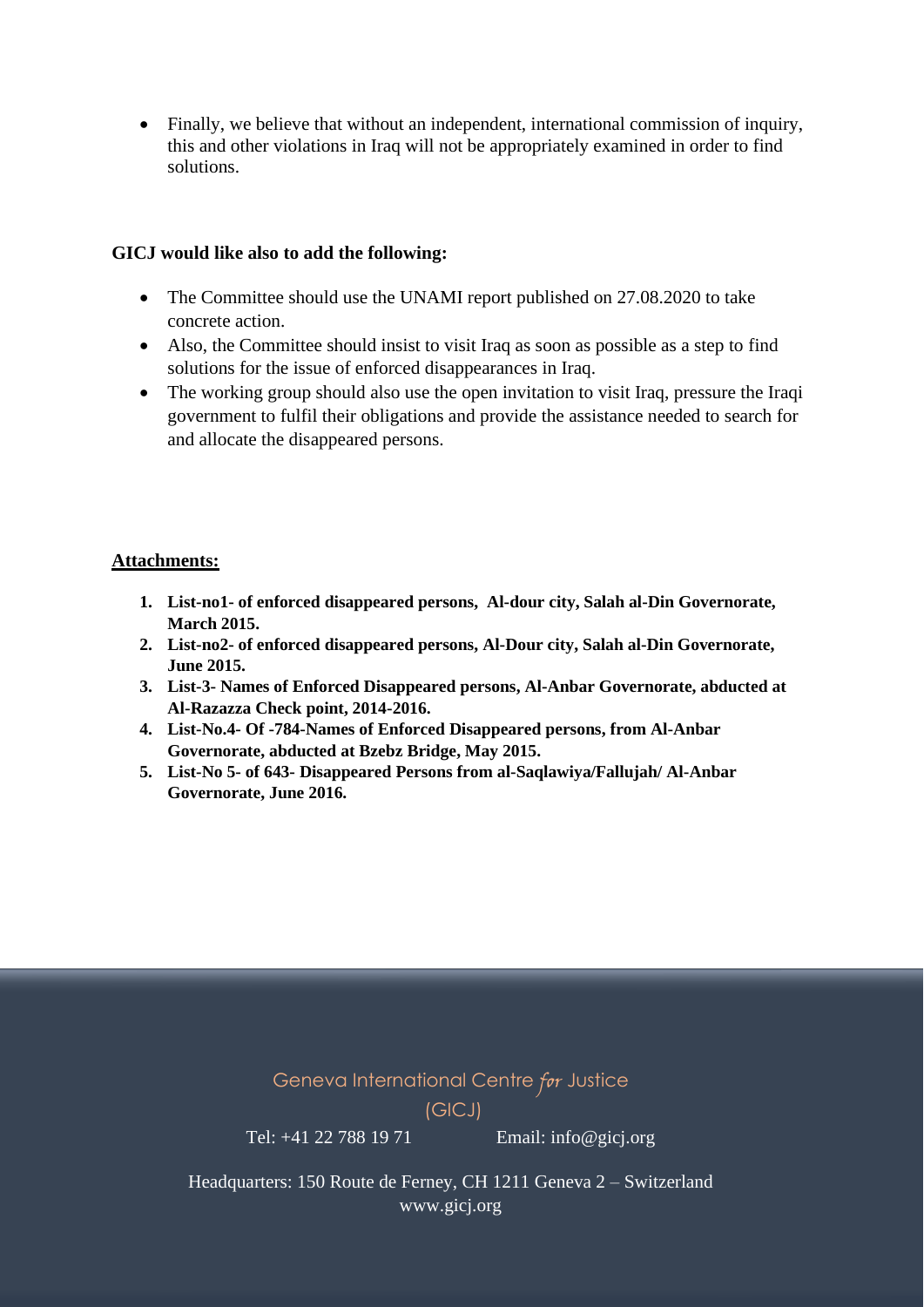- Finally, we believe that without an independent, international commission of inquiry, this and other violations in Iraq will not be appropriately examined in order to find solutions.

**GICJ would like also to add the following:**

- The Committee should use the UNAMI report published on 27.08.2020 to take concrete action.
- Also, the Committee should insist to visit Iraq as soon as possible as a step to find solutions for the issue of enforced disappearances in Iraq.
- The working group should also use the open invitation to visit Iraq, pressure the Iraqi government to fulfil their obligations and provide the assistance needed to search for and allocate the disappeared persons.

**Attachments:**

1. **List-no1- of enforced disappeared persons, Al-dour city, Salah al-Din Governorate, March 2015.**
2. **List-no2- of enforced disappeared persons, Al-Dour city, Salah al-Din Governorate, June 2015.**
3. **List-3- Names of Enforced Disappeared persons, Al-Anbar Governorate, abducted at Al-Razazza Check point, 2014-2016.**
4. **List-No.4- Of -784-Names of Enforced Disappeared persons, from Al-Anbar Governorate, abducted at Bzebz Bridge, May 2015.**
5. **List-No 5- of 643- Disappeared Persons from al-Saqlawiya/Fallujah/ Al-Anbar Governorate, June 2016.**

Geneva International Centre *for* Justice
(GICJ)

Tel: +41 22 788 19 71 Email: info@gicj.org

Headquarters: 150 Route de Ferney, CH 1211 Geneva 2 – Switzerland
www.gicj.org